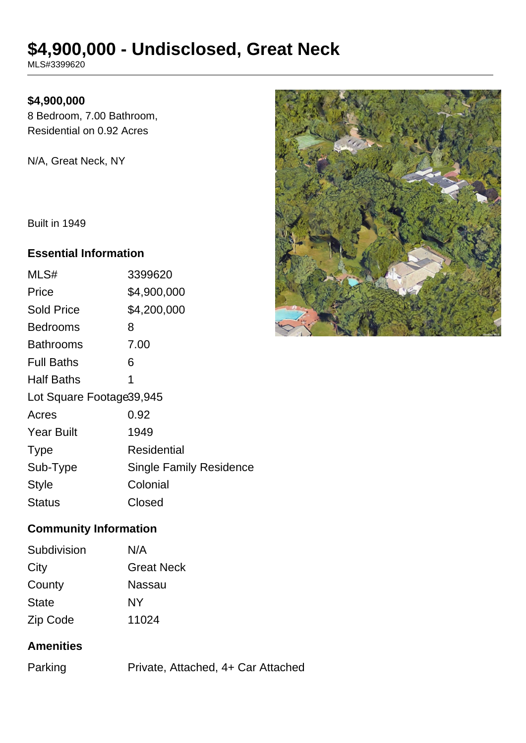# $4,900,000 - Undisclosed, Great Neck

MLS#3399620

**$4,900,000**

8 Bedroom, 7.00 Bathroom,
Residential on 0.92 Acres

N/A, Great Neck, NY

Built in 1949

### Essential Information

| | |
|---|---|
| MLS# | 3399620 |
| Price | $4,900,000 |
| Sold Price | $4,200,000 |
| Bedrooms | 8 |
| Bathrooms | 7.00 |
| Full Baths | 6 |
| Half Baths | 1 |
| Lot Square Footage | 39,945 |
| Acres | 0.92 |
| Year Built | 1949 |
| Type | Residential |
| Sub-Type | Single Family Residence |
| Style | Colonial |
| Status | Closed |

### Community Information

| | |
|---|---|
| Subdivision | N/A |
| City | Great Neck |
| County | Nassau |
| State | NY |
| Zip Code | 11024 |

### Amenities

| | |
|---|---|
| Parking | Private, Attached, 4+ Car Attached |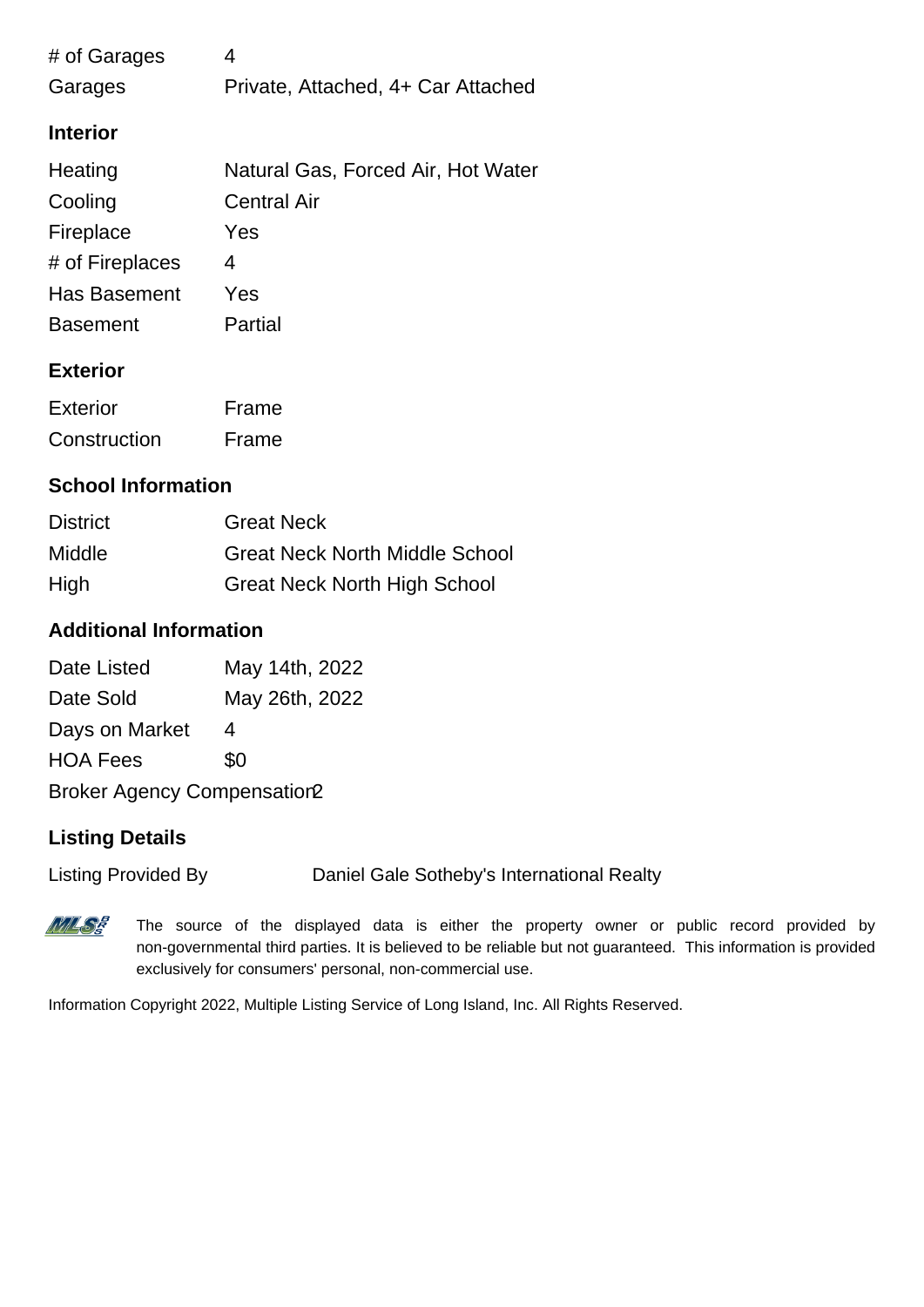| | |
|---|---|
| # of Garages | 4 |
| Garages | Private, Attached, 4+ Car Attached |

### Interior

| | |
|---|---|
| Heating | Natural Gas, Forced Air, Hot Water |
| Cooling | Central Air |
| Fireplace | Yes |
| # of Fireplaces | 4 |
| Has Basement | Yes |
| Basement | Partial |

### Exterior

| | |
|---|---|
| Exterior | Frame |
| Construction | Frame |

### School Information

| | |
|---|---|
| District | Great Neck |
| Middle | Great Neck North Middle School |
| High | Great Neck North High School |

### Additional Information

| | |
|---|---|
| Date Listed | May 14th, 2022 |
| Date Sold | May 26th, 2022 |
| Days on Market | 4 |
| HOA Fees | $0 |
| Broker Agency Compensation | 2 |

### Listing Details

| | |
|---|---|
| Listing Provided By | Daniel Gale Sotheby's International Realty |

The source of the displayed data is either the property owner or public record provided by non-governmental third parties. It is believed to be reliable but not guaranteed. This information is provided exclusively for consumers' personal, non-commercial use.

Information Copyright 2022, Multiple Listing Service of Long Island, Inc. All Rights Reserved.